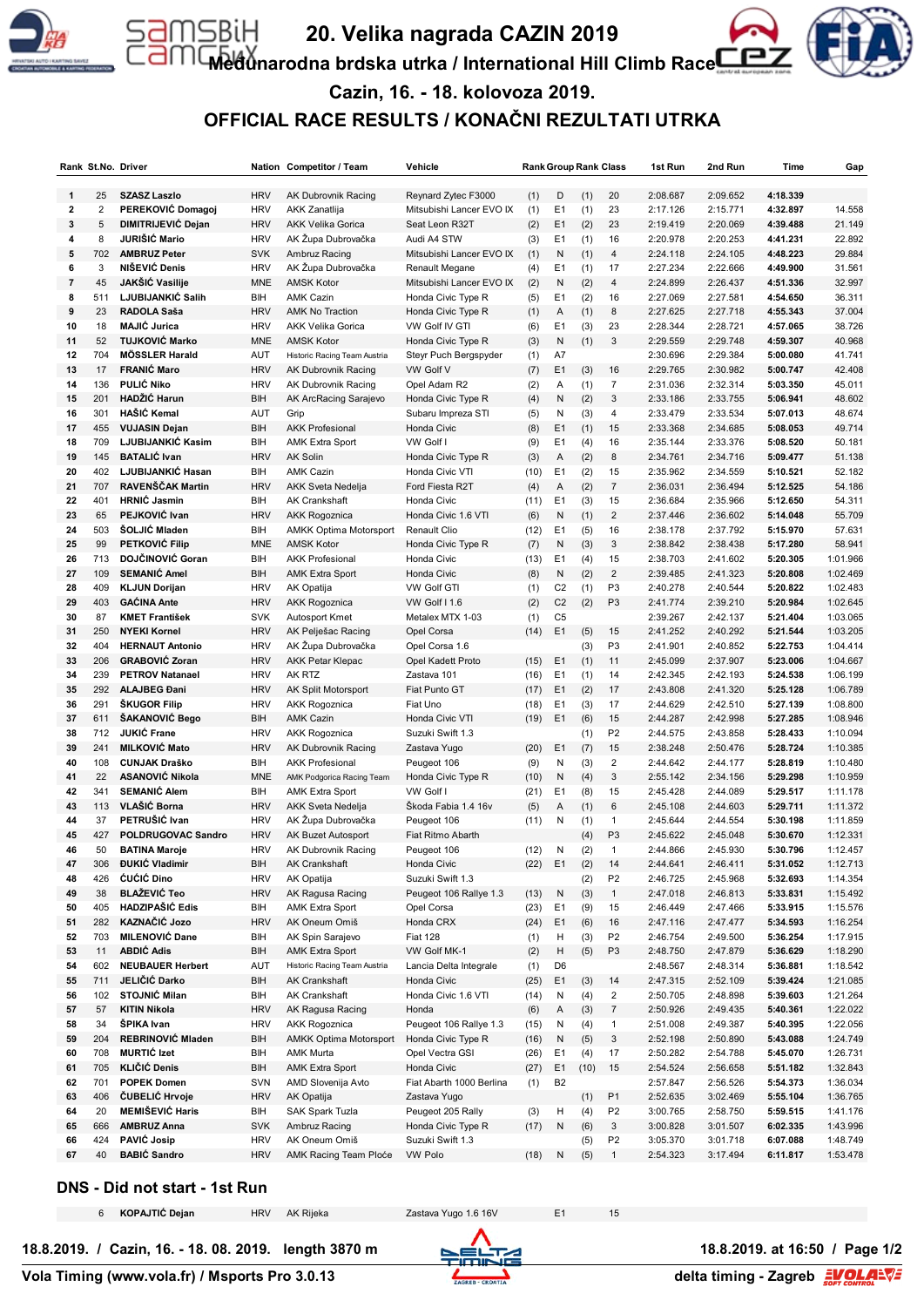# 20. Velika nagrada CAZIN 2019

## Međunarodna brdska utrka / International Hill Climb Race

### Cazin, 16. - 18. kolovoza 2019.

## OFFICIAL RACE RESULTS / KONAČNI REZULTATI UTRKA

| Rank | St.No. | Driver | Nation | Competitor / Team | Vehicle | Rank | Group | Rank | Class | 1st Run | 2nd Run | Time | Gap |
|---|---|---|---|---|---|---|---|---|---|---|---|---|---|
| 1 | 25 | SZASZ Laszlo | HRV | AK Dubrovnik Racing | Reynard Zytec F3000 | (1) | D | (1) | 20 | 2:08.687 | 2:09.652 | **4:18.339** | |
| 2 | 2 | PEREKOVIĆ Domagoj | HRV | AKK Zanatlija | Mitsubishi Lancer EVO IX | (1) | E1 | (1) | 23 | 2:17.126 | 2:15.771 | **4:32.897** | 14.558 |
| 3 | 5 | DIMITRIJEVIĆ Dejan | HRV | AKK Velika Gorica | Seat Leon R32T | (2) | E1 | (2) | 23 | 2:19.419 | 2:20.069 | **4:39.488** | 21.149 |
| 4 | 8 | JURIŠIĆ Mario | HRV | AK Župa Dubrovačka | Audi A4 STW | (3) | E1 | (1) | 16 | 2:20.978 | 2:20.253 | **4:41.231** | 22.892 |
| 5 | 702 | AMBRUZ Peter | SVK | Ambruz Racing | Mitsubishi Lancer EVO IX | (1) | N | (1) | 4 | 2:24.118 | 2:24.105 | **4:48.223** | 29.884 |
| 6 | 3 | NIŠEVIĆ Denis | HRV | AK Župa Dubrovačka | Renault Megane | (4) | E1 | (1) | 17 | 2:27.234 | 2:22.666 | **4:49.900** | 31.561 |
| 7 | 45 | JAKŠIĆ Vasilije | MNE | AMSK Kotor | Mitsubishi Lancer EVO IX | (2) | N | (2) | 4 | 2:24.899 | 2:26.437 | **4:51.336** | 32.997 |
| 8 | 511 | LJUBIJANKIĆ Salih | BIH | AMK Cazin | Honda Civic Type R | (5) | E1 | (2) | 16 | 2:27.069 | 2:27.581 | **4:54.650** | 36.311 |
| 9 | 23 | RADOLA Saša | HRV | AMK No Traction | Honda Civic Type R | (1) | A | (1) | 8 | 2:27.625 | 2:27.718 | **4:55.343** | 37.004 |
| 10 | 18 | MAJIĆ Jurica | HRV | AKK Velika Gorica | VW Golf IV GTI | (6) | E1 | (3) | 23 | 2:28.344 | 2:28.721 | **4:57.065** | 38.726 |
| 11 | 52 | TUJKOVIĆ Marko | MNE | AMSK Kotor | Honda Civic Type R | (3) | N | (1) | 3 | 2:29.559 | 2:29.748 | **4:59.307** | 40.968 |
| 12 | 704 | MÖSSLER Harald | AUT | Historic Racing Team Austria | Steyr Puch Bergspyder | (1) | A7 | | | 2:30.696 | 2:29.384 | **5:00.080** | 41.741 |
| 13 | 17 | FRANIĆ Maro | HRV | AK Dubrovnik Racing | VW Golf V | (7) | E1 | (3) | 16 | 2:29.765 | 2:30.982 | **5:00.747** | 42.408 |
| 14 | 136 | PULIĆ Niko | HRV | AK Dubrovnik Racing | Opel Adam R2 | (2) | A | (1) | 7 | 2:31.036 | 2:32.314 | **5:03.350** | 45.011 |
| 15 | 201 | HADŽIĆ Harun | BIH | AK ArcRacing Sarajevo | Honda Civic Type R | (4) | N | (2) | 3 | 2:33.186 | 2:33.755 | **5:06.941** | 48.602 |
| 16 | 301 | HAŠIĆ Kemal | AUT | Grip | Subaru Impreza STI | (5) | N | (3) | 4 | 2:33.479 | 2:33.534 | **5:07.013** | 48.674 |
| 17 | 455 | VUJASIN Dejan | BIH | AKK Profesional | Honda Civic | (8) | E1 | (1) | 15 | 2:33.368 | 2:34.685 | **5:08.053** | 49.714 |
| 18 | 709 | LJUBIJANKIĆ Kasim | BIH | AMK Extra Sport | VW Golf I | (9) | E1 | (4) | 16 | 2:35.144 | 2:33.376 | **5:08.520** | 50.181 |
| 19 | 145 | BATALIĆ Ivan | HRV | AK Solin | Honda Civic Type R | (3) | A | (2) | 8 | 2:34.761 | 2:34.716 | **5:09.477** | 51.138 |
| 20 | 402 | LJUBIJANKIĆ Hasan | BIH | AMK Cazin | Honda Civic VTI | (10) | E1 | (2) | 15 | 2:35.962 | 2:34.559 | **5:10.521** | 52.182 |
| 21 | 707 | RAVENŠĆAK Martin | HRV | AKK Sveta Nedelja | Ford Fiesta R2T | (4) | A | (2) | 7 | 2:36.031 | 2:36.494 | **5:12.525** | 54.186 |
| 22 | 401 | HRNIĆ Jasmin | BIH | AK Crankshaft | Honda Civic | (11) | E1 | (3) | 15 | 2:36.684 | 2:35.966 | **5:12.650** | 54.311 |
| 23 | 65 | PEJKOVIĆ Ivan | HRV | AKK Rogoznica | Honda Civic 1.6 VTI | (6) | N | (1) | 2 | 2:37.446 | 2:36.602 | **5:14.048** | 55.709 |
| 24 | 503 | ŠOLJIĆ Mladen | BIH | AMKK Optima Motorsport | Renault Clio | (12) | E1 | (5) | 16 | 2:38.178 | 2:37.792 | **5:15.970** | 57.631 |
| 25 | 99 | PETKOVIĆ Filip | MNE | AMSK Kotor | Honda Civic Type R | (7) | N | (3) | 3 | 2:38.842 | 2:38.438 | **5:17.280** | 58.941 |
| 26 | 713 | DOJČINOVIĆ Goran | BIH | AKK Profesional | Honda Civic | (13) | E1 | (4) | 15 | 2:38.703 | 2:41.602 | **5:20.305** | 1:01.966 |
| 27 | 109 | SEMANIĆ Amel | BIH | AMK Extra Sport | Honda Civic | (8) | N | (2) | 2 | 2:39.485 | 2:41.323 | **5:20.808** | 1:02.469 |
| 28 | 409 | KLJUN Dorijan | HRV | AK Opatija | VW Golf GTI | (1) | C2 | (1) | P3 | 2:40.278 | 2:40.544 | **5:20.822** | 1:02.483 |
| 29 | 403 | GAĆINA Ante | HRV | AKK Rogoznica | VW Golf I 1.6 | (2) | C2 | (2) | P3 | 2:41.774 | 2:39.210 | **5:20.984** | 1:02.645 |
| 30 | 87 | KMET František | SVK | Autosport Kmet | Metalex MTX 1-03 | (1) | C5 | | | 2:39.267 | 2:42.137 | **5:21.404** | 1:03.065 |
| 31 | 250 | NYEKI Kornel | HRV | AK Pelješac Racing | Opel Corsa | (14) | E1 | (5) | 15 | 2:41.252 | 2:40.292 | **5:21.544** | 1:03.205 |
| 32 | 404 | HERNAUT Antonio | HRV | AK Župa Dubrovačka | Opel Corsa 1.6 | | | (3) | P3 | 2:41.901 | 2:40.852 | **5:22.753** | 1:04.414 |
| 33 | 206 | GRABOVIĆ Zoran | HRV | AKK Petar Klepac | Opel Kadett Proto | (15) | E1 | (1) | 11 | 2:45.099 | 2:37.907 | **5:23.006** | 1:04.667 |
| 34 | 239 | PETROV Natanael | HRV | AK RTZ | Zastava 101 | (16) | E1 | (1) | 14 | 2:42.345 | 2:42.193 | **5:24.538** | 1:06.199 |
| 35 | 292 | ALAJBEG Đani | HRV | AK Split Motorsport | Fiat Punto GT | (17) | E1 | (2) | 17 | 2:43.808 | 2:41.320 | **5:25.128** | 1:06.789 |
| 36 | 291 | ŠKUGOR Filip | HRV | AKK Rogoznica | Fiat Uno | (18) | E1 | (3) | 17 | 2:44.629 | 2:42.510 | **5:27.139** | 1:08.800 |
| 37 | 611 | ŠAKANOVIĆ Bego | BIH | AMK Cazin | Honda Civic VTI | (19) | E1 | (6) | 15 | 2:44.287 | 2:42.998 | **5:27.285** | 1:08.946 |
| 38 | 712 | JUKIĆ Frane | HRV | AKK Rogoznica | Suzuki Swift 1.3 | | | (1) | P2 | 2:44.575 | 2:43.858 | **5:28.433** | 1:10.094 |
| 39 | 241 | MILKOVIĆ Mato | HRV | AK Dubrovnik Racing | Zastava Yugo | (20) | E1 | (7) | 15 | 2:38.248 | 2:50.476 | **5:28.724** | 1:10.385 |
| 40 | 108 | CUNJAK Draško | BIH | AKK Profesional | Peugeot 106 | (9) | N | (3) | 2 | 2:44.642 | 2:44.177 | **5:28.819** | 1:10.480 |
| 41 | 22 | ASANOVIĆ Nikola | MNE | AMK Podgorica Racing Team | Honda Civic Type R | (10) | N | (4) | 3 | 2:55.142 | 2:34.156 | **5:29.298** | 1:10.959 |
| 42 | 341 | SEMANIĆ Alem | BIH | AMK Extra Sport | VW Golf I | (21) | E1 | (8) | 15 | 2:45.428 | 2:44.089 | **5:29.517** | 1:11.178 |
| 43 | 113 | VLAŠIĆ Borna | HRV | AKK Sveta Nedelja | Škoda Fabia 1.4 16v | (5) | A | (1) | 6 | 2:45.108 | 2:44.603 | **5:29.711** | 1:11.372 |
| 44 | 37 | PETRUŠIĆ Ivan | HRV | AK Župa Dubrovačka | Peugeot 106 | (11) | N | (1) | 1 | 2:45.644 | 2:44.554 | **5:30.198** | 1:11.859 |
| 45 | 427 | POLDRUGOVAC Sandro | HRV | AK Buzet Autosport | Fiat Ritmo Abarth | | | (4) | P3 | 2:45.622 | 2:45.048 | **5:30.670** | 1:12.331 |
| 46 | 50 | BATINA Maroje | HRV | AK Dubrovnik Racing | Peugeot 106 | (12) | N | (2) | 1 | 2:44.866 | 2:45.930 | **5:30.796** | 1:12.457 |
| 47 | 306 | ĐUKIĆ Vladimir | BIH | AK Crankshaft | Honda Civic | (22) | E1 | (2) | 14 | 2:44.641 | 2:46.411 | **5:31.052** | 1:12.713 |
| 48 | 426 | ĆUĆIĆ Dino | HRV | AK Opatija | Suzuki Swift 1.3 | | | (2) | P2 | 2:46.725 | 2:45.968 | **5:32.693** | 1:14.354 |
| 49 | 38 | BLAŽEVIĆ Teo | HRV | AK Ragusa Racing | Peugeot 106 Rallye 1.3 | (13) | N | (3) | 1 | 2:47.018 | 2:46.813 | **5:33.831** | 1:15.492 |
| 50 | 405 | HADŽIPAŠIĆ Edis | BIH | AMK Extra Sport | Opel Corsa | (23) | E1 | (9) | 15 | 2:46.449 | 2:47.466 | **5:33.915** | 1:15.576 |
| 51 | 282 | KAZNAČIĆ Jozo | HRV | AK Oneum Omiš | Honda CRX | (24) | E1 | (6) | 16 | 2:47.116 | 2:47.477 | **5:34.593** | 1:16.254 |
| 52 | 703 | MILENOVIĆ Dane | BIH | AK Spin Sarajevo | Fiat 128 | (1) | H | (3) | P2 | 2:46.754 | 2:49.500 | **5:36.254** | 1:17.915 |
| 53 | 11 | ABDIĆ Adis | BIH | AMK Extra Sport | VW Golf MK-1 | (2) | H | (5) | P3 | 2:48.750 | 2:47.879 | **5:36.629** | 1:18.290 |
| 54 | 602 | NEUBAUER Herbert | AUT | Historic Racing Team Austria | Lancia Delta Integrale | (1) | D6 | | | 2:48.567 | 2:48.314 | **5:36.881** | 1:18.542 |
| 55 | 711 | JELIČIĆ Darko | BIH | AK Crankshaft | Honda Civic | (25) | E1 | (3) | 14 | 2:47.315 | 2:52.109 | **5:39.424** | 1:21.085 |
| 56 | 102 | STOJNIĆ Milan | BIH | AK Crankshaft | Honda Civic 1.6 VTI | (14) | N | (4) | 2 | 2:50.705 | 2:48.898 | **5:39.603** | 1:21.264 |
| 57 | 57 | KITIN Nikola | HRV | AK Ragusa Racing | Honda | (6) | A | (3) | 7 | 2:50.926 | 2:49.435 | **5:40.361** | 1:22.022 |
| 58 | 34 | ŠPIKA Ivan | HRV | AKK Rogoznica | Peugeot 106 Rallye 1.3 | (15) | N | (4) | 1 | 2:51.008 | 2:49.387 | **5:40.395** | 1:22.056 |
| 59 | 204 | REBRINOVIĆ Mladen | BIH | AMKK Optima Motorsport | Honda Civic Type R | (16) | N | (5) | 3 | 2:52.198 | 2:50.890 | **5:43.088** | 1:24.749 |
| 60 | 708 | MURTIĆ Izet | BIH | AMK Murta | Opel Vectra GSI | (26) | E1 | (4) | 17 | 2:50.282 | 2:54.788 | **5:45.070** | 1:26.731 |
| 61 | 705 | KLIČIĆ Denis | BIH | AMK Extra Sport | Honda Civic | (27) | E1 | (10) | 15 | 2:54.524 | 2:56.658 | **5:51.182** | 1:32.843 |
| 62 | 701 | POPEK Domen | SVN | AMD Slovenija Avto | Fiat Abarth 1000 Berlina | (1) | B2 | | | 2:57.847 | 2:56.526 | **5:54.373** | 1:36.034 |
| 63 | 406 | ĆUBELIĆ Hrvoje | HRV | AK Opatija | Zastava Yugo | | | (1) | P1 | 2:52.635 | 3:02.469 | **5:55.104** | 1:36.765 |
| 64 | 20 | MEMIŠEVIĆ Haris | BIH | SAK Spark Tuzla | Peugeot 205 Rally | (3) | H | (4) | P2 | 3:00.765 | 2:58.750 | **5:59.515** | 1:41.176 |
| 65 | 666 | AMBRUZ Anna | SVK | Ambruz Racing | Honda Civic Type R | (17) | N | (6) | 3 | 3:00.828 | 3:01.507 | **6:02.335** | 1:43.996 |
| 66 | 424 | PAVIĆ Josip | HRV | AK Oneum Omiš | Suzuki Swift 1.3 | | | (5) | P2 | 3:05.370 | 3:01.718 | **6:07.088** | 1:48.749 |
| 67 | 40 | BABIĆ Sandro | HRV | AMK Racing Team Ploče | VW Polo | (18) | N | (5) | 1 | 2:54.323 | 3:17.494 | **6:11.817** | 1:53.478 |

## DNS - Did not start - 1st Run

| St.No. | Driver | Nation | Competitor / Team | Vehicle | Group | Class |
|---|---|---|---|---|---|---|
| 6 | KOPAJTIĆ Dejan | HRV | AK Rijeka | Zastava Yugo 1.6 16V | E1 | 15 |

18.8.2019. / Cazin, 16. - 18. 08. 2019. length 3870 m — 18.8.2019. at 16:50

Vola Timing (www.vola.fr) / Msports Pro 3.0.13 — delta timing - Zagreb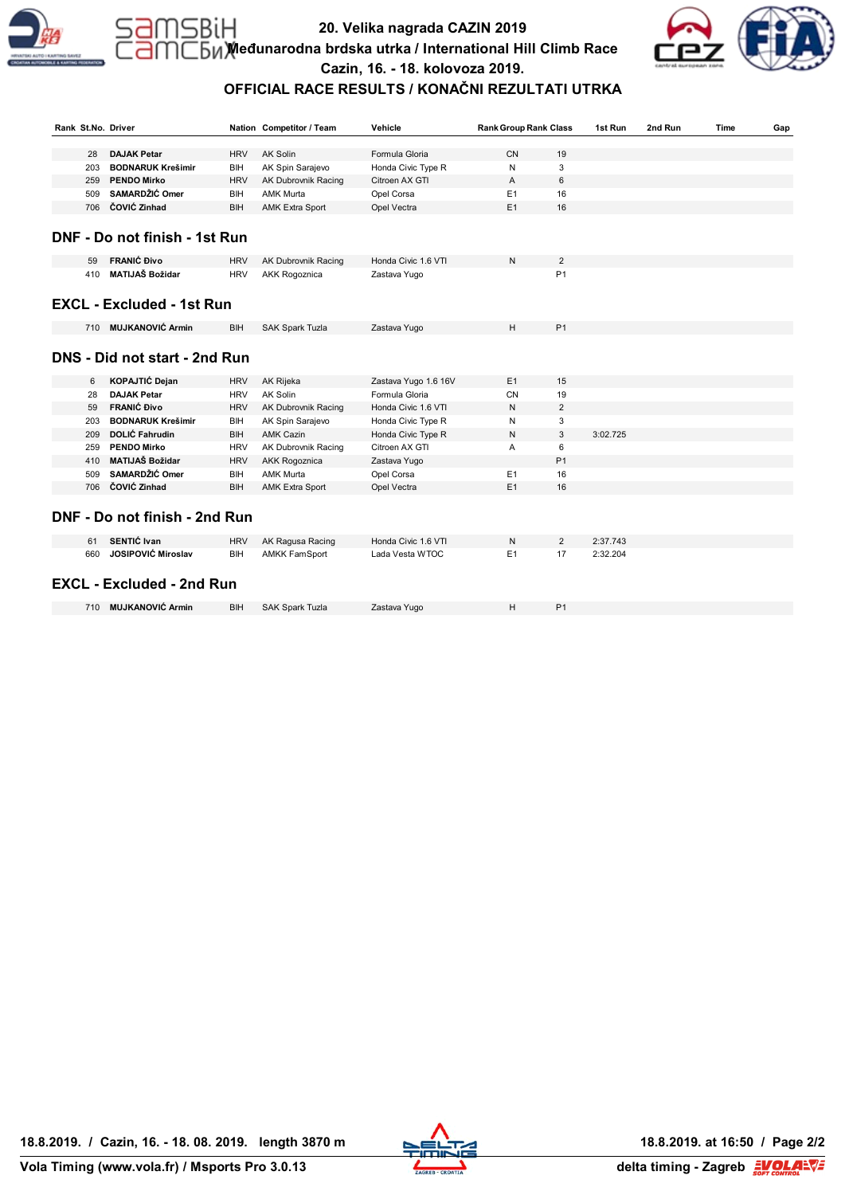# 20. Velika nagrada CAZIN 2019

## Međunarodna brdska utrka / International Hill Climb Race

## Cazin, 16. - 18. kolovoza 2019.

## OFFICIAL RACE RESULTS / KONAČNI REZULTATI UTRKA

| Rank | St.No. | Driver | Nation | Competitor / Team | Vehicle | Rank Group | Rank Class | 1st Run | 2nd Run | Time | Gap |
|---|---|---|---|---|---|---|---|---|---|---|---|
| | 28 | DAJAK Petar | HRV | AK Solin | Formula Gloria | CN | 19 | | | | |
| | 203 | BODNARUK Krešimir | BIH | AK Spin Sarajevo | Honda Civic Type R | N | 3 | | | | |
| | 259 | PENDO Mirko | HRV | AK Dubrovnik Racing | Citroen AX GTI | A | 6 | | | | |
| | 509 | SAMARDŽIĆ Omer | BIH | AMK Murta | Opel Corsa | E1 | 16 | | | | |
| | 706 | ČOVIĆ Zinhad | BIH | AMK Extra Sport | Opel Vectra | E1 | 16 | | | | |

## DNF - Do not finish - 1st Run

| Rank | St.No. | Driver | Nation | Competitor / Team | Vehicle | Rank Group | Rank Class | 1st Run | 2nd Run | Time | Gap |
|---|---|---|---|---|---|---|---|---|---|---|---|
| | 59 | FRANIĆ Đivo | HRV | AK Dubrovnik Racing | Honda Civic 1.6 VTI | N | 2 | | | | |
| | 410 | MATIJAŠ Božidar | HRV | AKK Rogoznica | Zastava Yugo | | P1 | | | | |

## EXCL - Excluded - 1st Run

| Rank | St.No. | Driver | Nation | Competitor / Team | Vehicle | Rank Group | Rank Class | 1st Run | 2nd Run | Time | Gap |
|---|---|---|---|---|---|---|---|---|---|---|---|
| | 710 | MUJKANOVIĆ Armin | BIH | SAK Spark Tuzla | Zastava Yugo | H | P1 | | | | |

## DNS - Did not start - 2nd Run

| Rank | St.No. | Driver | Nation | Competitor / Team | Vehicle | Rank Group | Rank Class | 1st Run | 2nd Run | Time | Gap |
|---|---|---|---|---|---|---|---|---|---|---|---|
| | 6 | KOPAJTIĆ Dejan | HRV | AK Rijeka | Zastava Yugo 1.6 16V | E1 | 15 | | | | |
| | 28 | DAJAK Petar | HRV | AK Solin | Formula Gloria | CN | 19 | | | | |
| | 59 | FRANIĆ Đivo | HRV | AK Dubrovnik Racing | Honda Civic 1.6 VTI | N | 2 | | | | |
| | 203 | BODNARUK Krešimir | BIH | AK Spin Sarajevo | Honda Civic Type R | N | 3 | | | | |
| | 209 | DOLIĆ Fahrudin | BIH | AMK Cazin | Honda Civic Type R | N | 3 | 3:02.725 | | | |
| | 259 | PENDO Mirko | HRV | AK Dubrovnik Racing | Citroen AX GTI | A | 6 | | | | |
| | 410 | MATIJAŠ Božidar | HRV | AKK Rogoznica | Zastava Yugo | | P1 | | | | |
| | 509 | SAMARDŽIĆ Omer | BIH | AMK Murta | Opel Corsa | E1 | 16 | | | | |
| | 706 | ČOVIĆ Zinhad | BIH | AMK Extra Sport | Opel Vectra | E1 | 16 | | | | |

## DNF - Do not finish - 2nd Run

| Rank | St.No. | Driver | Nation | Competitor / Team | Vehicle | Rank Group | Rank Class | 1st Run | 2nd Run | Time | Gap |
|---|---|---|---|---|---|---|---|---|---|---|---|
| | 61 | SENTIĆ Ivan | HRV | AK Ragusa Racing | Honda Civic 1.6 VTI | N | 2 | 2:37.743 | | | |
| | 660 | JOSIPOVIĆ Miroslav | BIH | AMKK FamSport | Lada Vesta WTOC | E1 | 17 | 2:32.204 | | | |

## EXCL - Excluded - 2nd Run

| Rank | St.No. | Driver | Nation | Competitor / Team | Vehicle | Rank Group | Rank Class | 1st Run | 2nd Run | Time | Gap |
|---|---|---|---|---|---|---|---|---|---|---|---|
| | 710 | MUJKANOVIĆ Armin | BIH | SAK Spark Tuzla | Zastava Yugo | H | P1 | | | | |

18.8.2019. / Cazin, 16. - 18. 08. 2019. length 3870 m

18.8.2019. at 16:50

Vola Timing (www.vola.fr) / Msports Pro 3.0.13

delta timing - Zagreb